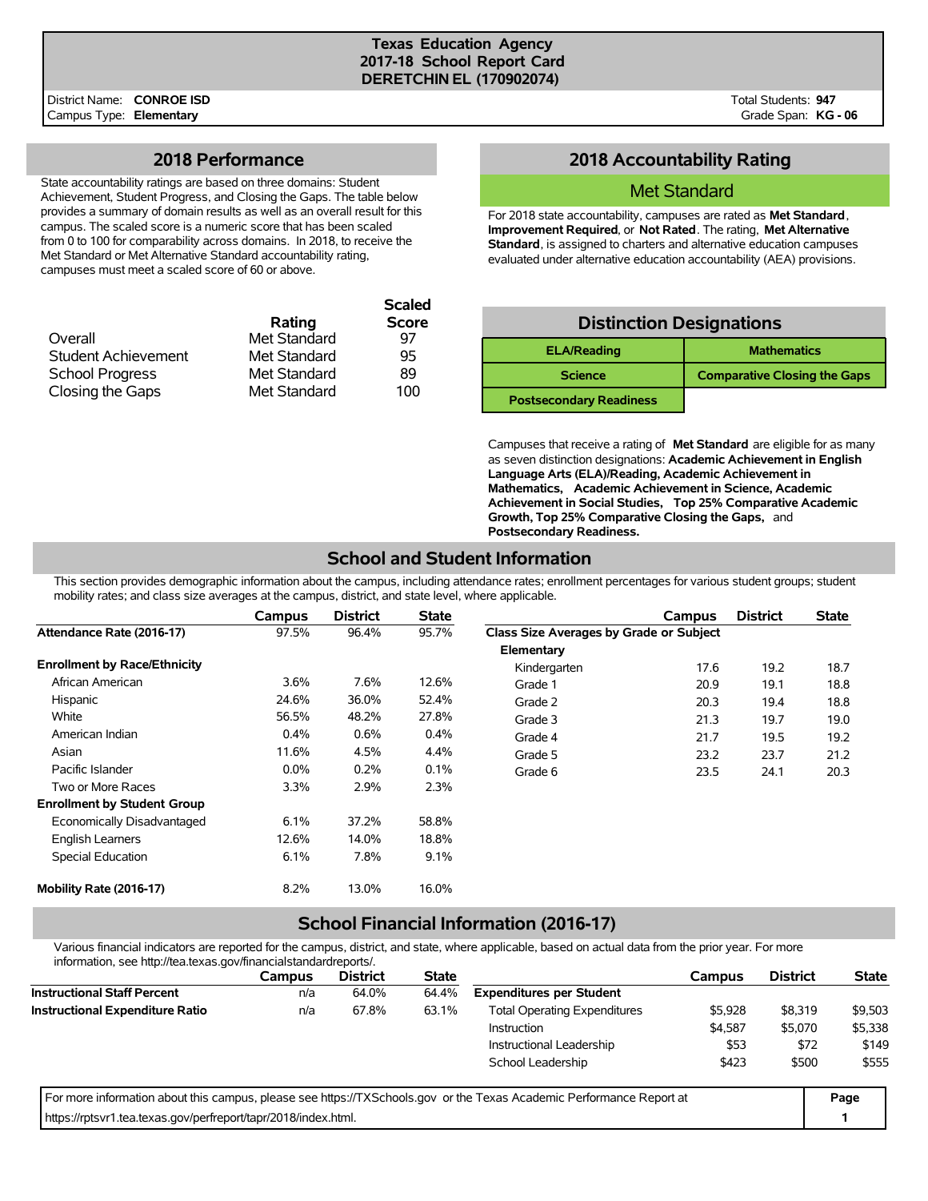# Texas Education Agency
## 2017-18 School Report Card
## DERETCHIN EL (170902074)

District Name: **CONROE ISD**
Campus Type: **Elementary**

Total Students: **947**
Grade Span: **KG - 06**

## 2018 Performance

State accountability ratings are based on three domains: Student Achievement, Student Progress, and Closing the Gaps. The table below provides a summary of domain results as well as an overall result for this campus. The scaled score is a numeric score that has been scaled from 0 to 100 for comparability across domains. In 2018, to receive the Met Standard or Met Alternative Standard accountability rating, campuses must meet a scaled score of 60 or above.

| | Rating | Scaled Score |
|---|---|---|
| Overall | Met Standard | 97 |
| Student Achievement | Met Standard | 95 |
| School Progress | Met Standard | 89 |
| Closing the Gaps | Met Standard | 100 |

## 2018 Accountability Rating

### Met Standard

For 2018 state accountability, campuses are rated as **Met Standard**, **Improvement Required**, or **Not Rated**. The rating, **Met Alternative Standard**, is assigned to charters and alternative education campuses evaluated under alternative education accountability (AEA) provisions.

## Distinction Designations

| | |
|---|---|
| ELA/Reading | Mathematics |
| Science | Comparative Closing the Gaps |
| Postsecondary Readiness | |

Campuses that receive a rating of **Met Standard** are eligible for as many as seven distinction designations: **Academic Achievement in English Language Arts (ELA)/Reading, Academic Achievement in Mathematics, Academic Achievement in Science, Academic Achievement in Social Studies, Top 25% Comparative Academic Growth, Top 25% Comparative Closing the Gaps,** and **Postsecondary Readiness.**

## School and Student Information

This section provides demographic information about the campus, including attendance rates; enrollment percentages for various student groups; student mobility rates; and class size averages at the campus, district, and state level, where applicable.

| | Campus | District | State |
|---|---|---|---|
| **Attendance Rate (2016-17)** | 97.5% | 96.4% | 95.7% |
| **Enrollment by Race/Ethnicity** | | | |
| African American | 3.6% | 7.6% | 12.6% |
| Hispanic | 24.6% | 36.0% | 52.4% |
| White | 56.5% | 48.2% | 27.8% |
| American Indian | 0.4% | 0.6% | 0.4% |
| Asian | 11.6% | 4.5% | 4.4% |
| Pacific Islander | 0.0% | 0.2% | 0.1% |
| Two or More Races | 3.3% | 2.9% | 2.3% |
| **Enrollment by Student Group** | | | |
| Economically Disadvantaged | 6.1% | 37.2% | 58.8% |
| English Learners | 12.6% | 14.0% | 18.8% |
| Special Education | 6.1% | 7.8% | 9.1% |
| **Mobility Rate (2016-17)** | 8.2% | 13.0% | 16.0% |

| | Campus | District | State |
|---|---|---|---|
| **Class Size Averages by Grade or Subject** | | | |
| **Elementary** | | | |
| Kindergarten | 17.6 | 19.2 | 18.7 |
| Grade 1 | 20.9 | 19.1 | 18.8 |
| Grade 2 | 20.3 | 19.4 | 18.8 |
| Grade 3 | 21.3 | 19.7 | 19.0 |
| Grade 4 | 21.7 | 19.5 | 19.2 |
| Grade 5 | 23.2 | 23.7 | 21.2 |
| Grade 6 | 23.5 | 24.1 | 20.3 |

## School Financial Information (2016-17)

Various financial indicators are reported for the campus, district, and state, where applicable, based on actual data from the prior year. For more information, see http://tea.texas.gov/financialstandardreports/.

| | Campus | District | State |
|---|---|---|---|
| **Instructional Staff Percent** | n/a | 64.0% | 64.4% |
| **Instructional Expenditure Ratio** | n/a | 67.8% | 63.1% |

| | Campus | District | State |
|---|---|---|---|
| **Expenditures per Student** | | | |
| Total Operating Expenditures | $5,928 | $8,319 | $9,503 |
| Instruction | $4,587 | $5,070 | $5,338 |
| Instructional Leadership | $53 | $72 | $149 |
| School Leadership | $423 | $500 | $555 |

For more information about this campus, please see https://TXSchools.gov or the Texas Academic Performance Report at https://rptsvr1.tea.texas.gov/perfreport/tapr/2018/index.html.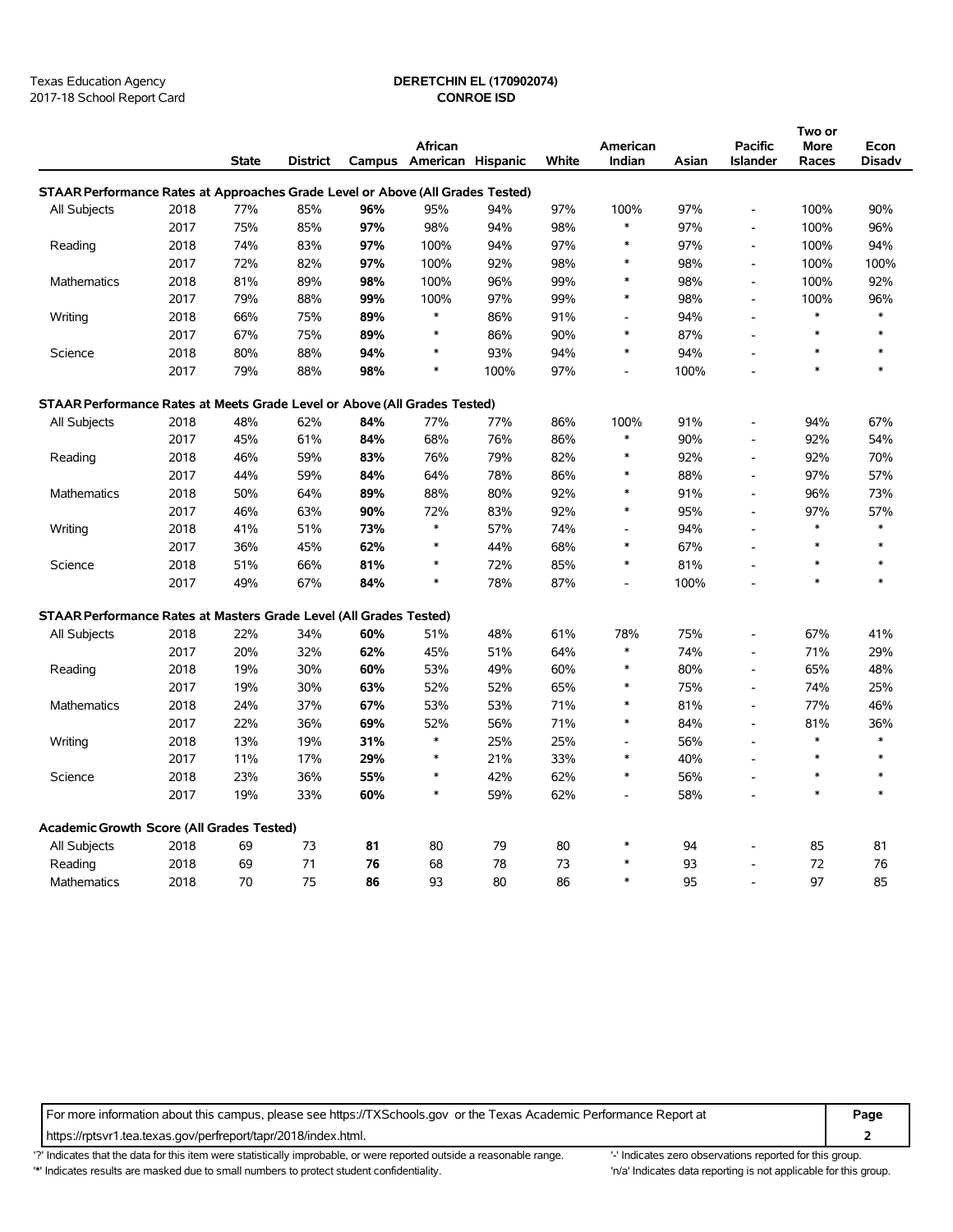Texas Education Agency
2017-18 School Report Card

**DERETCHIN EL (170902074)**
**CONROE ISD**

| | | State | District | Campus | African American | Hispanic | White | American Indian | Asian | Pacific Islander | Two or More Races | Econ Disadv |
|---|---|---|---|---|---|---|---|---|---|---|---|---|
| **STAAR Performance Rates at Approaches Grade Level or Above (All Grades Tested)** | | | | | | | | | | | | |
| All Subjects | 2018 | 77% | 85% | **96%** | 95% | 94% | 97% | 100% | 97% | - | 100% | 90% |
| | 2017 | 75% | 85% | **97%** | 98% | 94% | 98% | * | 97% | - | 100% | 96% |
| Reading | 2018 | 74% | 83% | **97%** | 100% | 94% | 97% | * | 97% | - | 100% | 94% |
| | 2017 | 72% | 82% | **97%** | 100% | 92% | 98% | * | 98% | - | 100% | 100% |
| Mathematics | 2018 | 81% | 89% | **98%** | 100% | 96% | 99% | * | 98% | - | 100% | 92% |
| | 2017 | 79% | 88% | **99%** | 100% | 97% | 99% | * | 98% | - | 100% | 96% |
| Writing | 2018 | 66% | 75% | **89%** | * | 86% | 91% | - | 94% | - | * | * |
| | 2017 | 67% | 75% | **89%** | * | 86% | 90% | * | 87% | - | * | * |
| Science | 2018 | 80% | 88% | **94%** | * | 93% | 94% | * | 94% | - | * | * |
| | 2017 | 79% | 88% | **98%** | * | 100% | 97% | - | 100% | - | * | * |
| **STAAR Performance Rates at Meets Grade Level or Above (All Grades Tested)** | | | | | | | | | | | | |
| All Subjects | 2018 | 48% | 62% | **84%** | 77% | 77% | 86% | 100% | 91% | - | 94% | 67% |
| | 2017 | 45% | 61% | **84%** | 68% | 76% | 86% | * | 90% | - | 92% | 54% |
| Reading | 2018 | 46% | 59% | **83%** | 76% | 79% | 82% | * | 92% | - | 92% | 70% |
| | 2017 | 44% | 59% | **84%** | 64% | 78% | 86% | * | 88% | - | 97% | 57% |
| Mathematics | 2018 | 50% | 64% | **89%** | 88% | 80% | 92% | * | 91% | - | 96% | 73% |
| | 2017 | 46% | 63% | **90%** | 72% | 83% | 92% | * | 95% | - | 97% | 57% |
| Writing | 2018 | 41% | 51% | **73%** | * | 57% | 74% | - | 94% | - | * | * |
| | 2017 | 36% | 45% | **62%** | * | 44% | 68% | * | 67% | - | * | * |
| Science | 2018 | 51% | 66% | **81%** | * | 72% | 85% | * | 81% | - | * | * |
| | 2017 | 49% | 67% | **84%** | * | 78% | 87% | - | 100% | - | * | * |
| **STAAR Performance Rates at Masters Grade Level (All Grades Tested)** | | | | | | | | | | | | |
| All Subjects | 2018 | 22% | 34% | **60%** | 51% | 48% | 61% | 78% | 75% | - | 67% | 41% |
| | 2017 | 20% | 32% | **62%** | 45% | 51% | 64% | * | 74% | - | 71% | 29% |
| Reading | 2018 | 19% | 30% | **60%** | 53% | 49% | 60% | * | 80% | - | 65% | 48% |
| | 2017 | 19% | 30% | **63%** | 52% | 52% | 65% | * | 75% | - | 74% | 25% |
| Mathematics | 2018 | 24% | 37% | **67%** | 53% | 53% | 71% | * | 81% | - | 77% | 46% |
| | 2017 | 22% | 36% | **69%** | 52% | 56% | 71% | * | 84% | - | 81% | 36% |
| Writing | 2018 | 13% | 19% | **31%** | * | 25% | 25% | - | 56% | - | * | * |
| | 2017 | 11% | 17% | **29%** | * | 21% | 33% | * | 40% | - | * | * |
| Science | 2018 | 23% | 36% | **55%** | * | 42% | 62% | * | 56% | - | * | * |
| | 2017 | 19% | 33% | **60%** | * | 59% | 62% | - | 58% | - | * | * |
| **Academic Growth Score (All Grades Tested)** | | | | | | | | | | | | |
| All Subjects | 2018 | 69 | 73 | **81** | 80 | 79 | 80 | * | 94 | - | 85 | 81 |
| Reading | 2018 | 69 | 71 | **76** | 68 | 78 | 73 | * | 93 | - | 72 | 76 |
| Mathematics | 2018 | 70 | 75 | **86** | 93 | 80 | 86 | * | 95 | - | 97 | 85 |

For more information about this campus, please see https://TXSchools.gov or the Texas Academic Performance Report at https://rptsvr1.tea.texas.gov/perfreport/tapr/2018/index.html.

'?' Indicates that the data for this item were statistically improbable, or were reported outside a reasonable range.
'*' Indicates results are masked due to small numbers to protect student confidentiality.
'-' Indicates zero observations reported for this group.
'n/a' Indicates data reporting is not applicable for this group.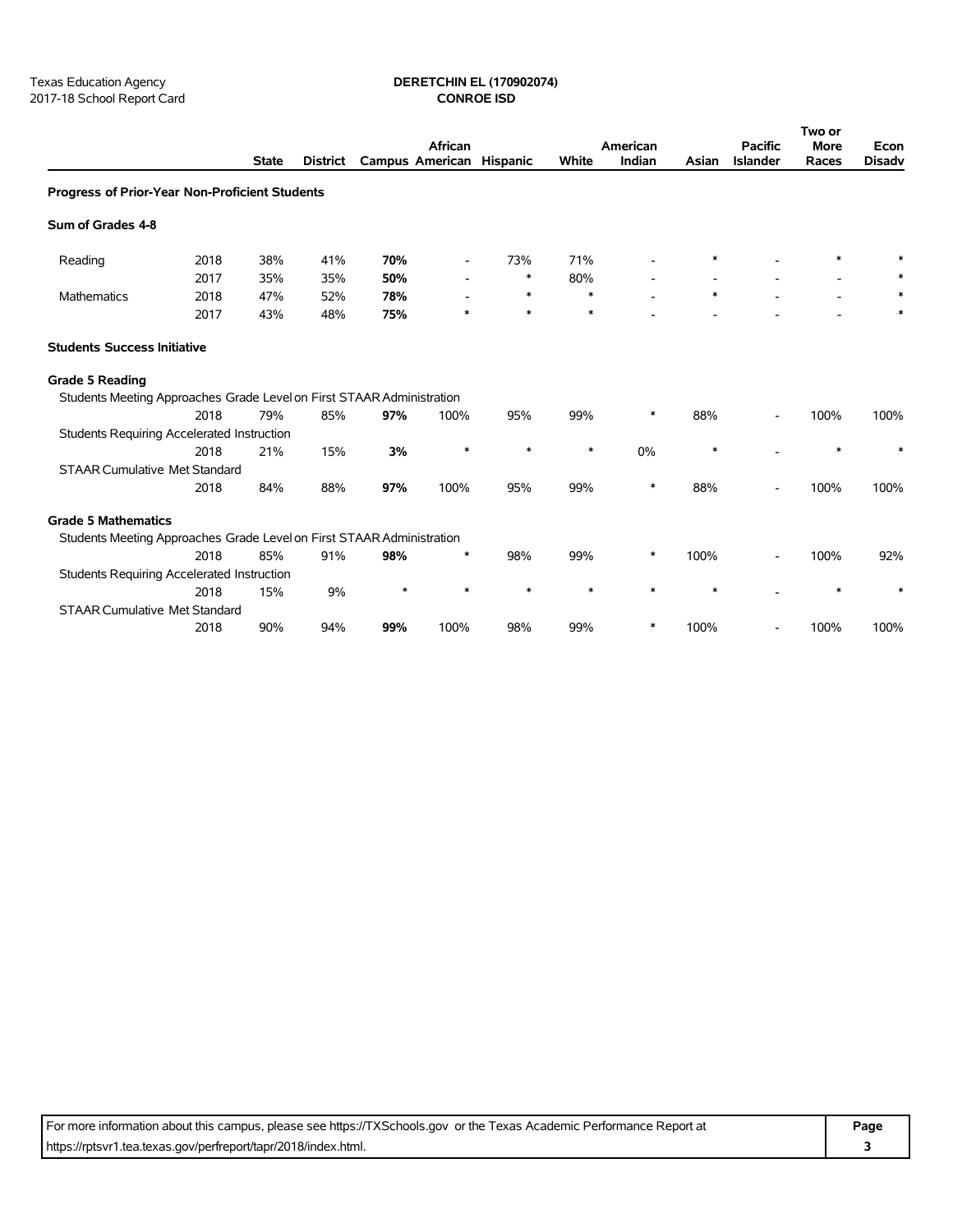Texas Education Agency
2017-18 School Report Card

**DERETCHIN EL (170902074)**
**CONROE ISD**

| | | State | District | Campus | African American | Hispanic | White | American Indian | Asian | Pacific Islander | Two or More Races | Econ Disadv |
|---|---|---|---|---|---|---|---|---|---|---|---|---|
| **Progress of Prior-Year Non-Proficient Students** | | | | | | | | | | | | |
| **Sum of Grades 4-8** | | | | | | | | | | | | |
| Reading | 2018 | 38% | 41% | **70%** | - | 73% | 71% | - | * | - | * | * |
| | 2017 | 35% | 35% | **50%** | - | * | 80% | - | - | - | - | * |
| Mathematics | 2018 | 47% | 52% | **78%** | - | * | * | - | * | - | - | * |
| | 2017 | 43% | 48% | **75%** | * | * | * | - | - | - | - | * |
| **Students Success Initiative** | | | | | | | | | | | | |
| **Grade 5 Reading** | | | | | | | | | | | | |
| Students Meeting Approaches Grade Level on First STAAR Administration | | | | | | | | | | | | |
| | 2018 | 79% | 85% | **97%** | 100% | 95% | 99% | * | 88% | - | 100% | 100% |
| Students Requiring Accelerated Instruction | | | | | | | | | | | | |
| | 2018 | 21% | 15% | **3%** | * | * | * | 0% | * | - | * | * |
| STAAR Cumulative Met Standard | | | | | | | | | | | | |
| | 2018 | 84% | 88% | **97%** | 100% | 95% | 99% | * | 88% | - | 100% | 100% |
| **Grade 5 Mathematics** | | | | | | | | | | | | |
| Students Meeting Approaches Grade Level on First STAAR Administration | | | | | | | | | | | | |
| | 2018 | 85% | 91% | **98%** | * | 98% | 99% | * | 100% | - | 100% | 92% |
| Students Requiring Accelerated Instruction | | | | | | | | | | | | |
| | 2018 | 15% | 9% | * | * | * | * | * | * | - | * | * |
| STAAR Cumulative Met Standard | | | | | | | | | | | | |
| | 2018 | 90% | 94% | **99%** | 100% | 98% | 99% | * | 100% | - | 100% | 100% |

For more information about this campus, please see https://TXSchools.gov or the Texas Academic Performance Report at https://rptsvr1.tea.texas.gov/perfreport/tapr/2018/index.html.